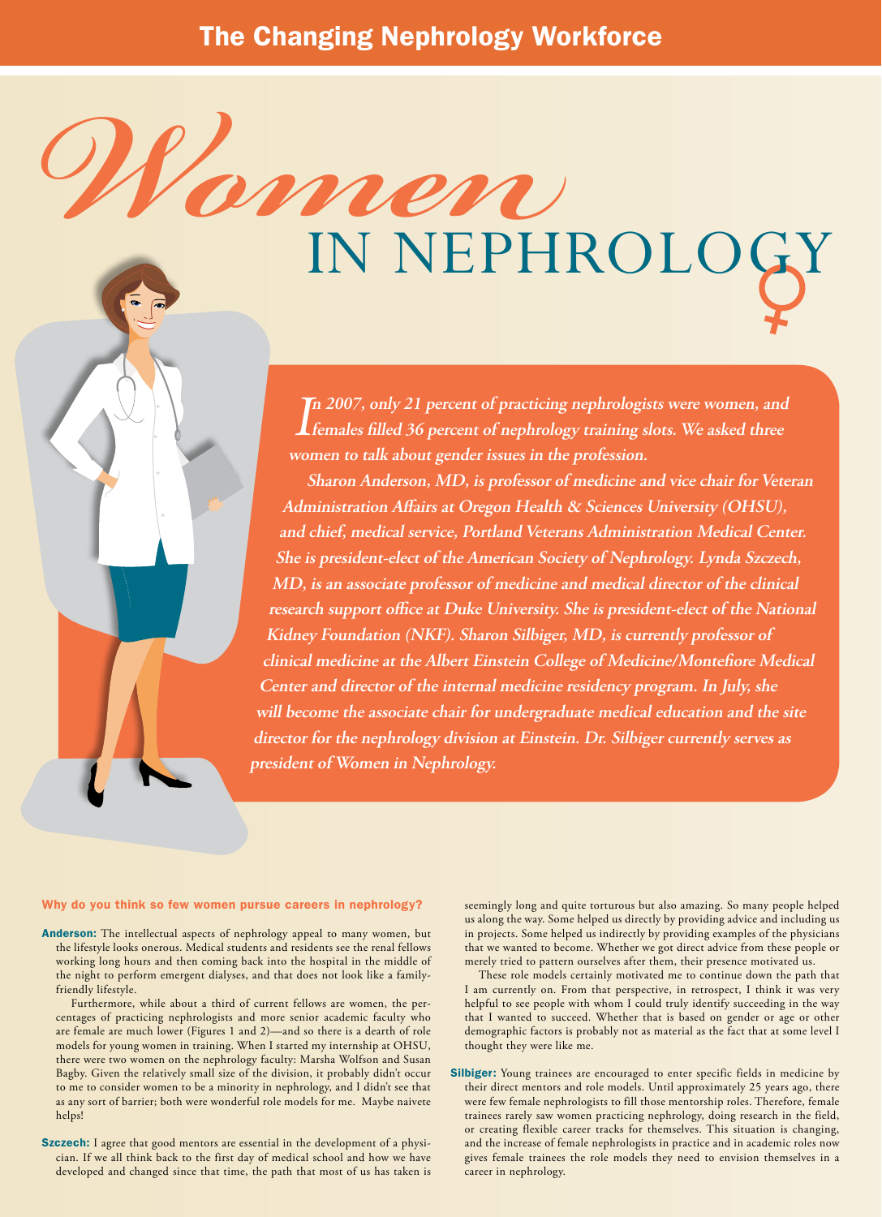# Women IN NEPHROLOGY

*In 2007, only 21 percent of practicing nephrologists were women, and females filled 36 percent of nephrology training slots. We asked three women to talk about gender issues in the profession.*

*Sharon Anderson, MD, is professor of medicine and vice chair for Veteran Administration Affairs at Oregon Health & Sciences University (OHSU), and chief, medical service, Portland Veterans Administration Medical Center. She is president-elect of the American Society of Nephrology. Lynda Szczech, MD, is an associate professor of medicine and medical director of the clinical research support office at Duke University. She is president-elect of the National Kidney Foundation (NKF). Sharon Silbiger, MD, is currently professor of clinical medicine at the Albert Einstein College of Medicine/Montefiore Medical Center and director of the internal medicine residency program. In July, she will become the associate chair for undergraduate medical education and the site director for the nephrology division at Einstein. Dr. Silbiger currently serves as president of Women in Nephrology.*

### Why do you think so few women pursue careers in nephrology?

**Anderson:** The intellectual aspects of nephrology appeal to many women, but the lifestyle looks onerous. Medical students and residents see the renal fellows working long hours and then coming back into the hospital in the middle of the night to perform emergent dialyses, and that does not look like a family-friendly lifestyle.

Furthermore, while about a third of current fellows are women, the percentages of practicing nephrologists and more senior academic faculty who are female are much lower (Figures 1 and 2)—and so there is a dearth of role models for young women in training. When I started my internship at OHSU, there were two women on the nephrology faculty: Marsha Wolfson and Susan Bagby. Given the relatively small size of the division, it probably didn't occur to me to consider women to be a minority in nephrology, and I didn't see that as any sort of barrier; both were wonderful role models for me. Maybe naivete helps!

**Szczech:** I agree that good mentors are essential in the development of a physician. If we all think back to the first day of medical school and how we have developed and changed since that time, the path that most of us has taken is seemingly long and quite torturous but also amazing. So many people helped us along the way. Some helped us directly by providing advice and including us in projects. Some helped us indirectly by providing examples of the physicians that we wanted to become. Whether we got direct advice from these people or merely tried to pattern ourselves after them, their presence motivated us.

These role models certainly motivated me to continue down the path that I am currently on. From that perspective, in retrospect, I think it was very helpful to see people with whom I could truly identify succeeding in the way that I wanted to succeed. Whether that is based on gender or age or other demographic factors is probably not as material as the fact that at some level I thought they were like me.

**Silbiger:** Young trainees are encouraged to enter specific fields in medicine by their direct mentors and role models. Until approximately 25 years ago, there were few female nephrologists to fill those mentorship roles. Therefore, female trainees rarely saw women practicing nephrology, doing research in the field, or creating flexible career tracks for themselves. This situation is changing, and the increase of female nephrologists in practice and in academic roles now gives female trainees the role models they need to envision themselves in a career in nephrology.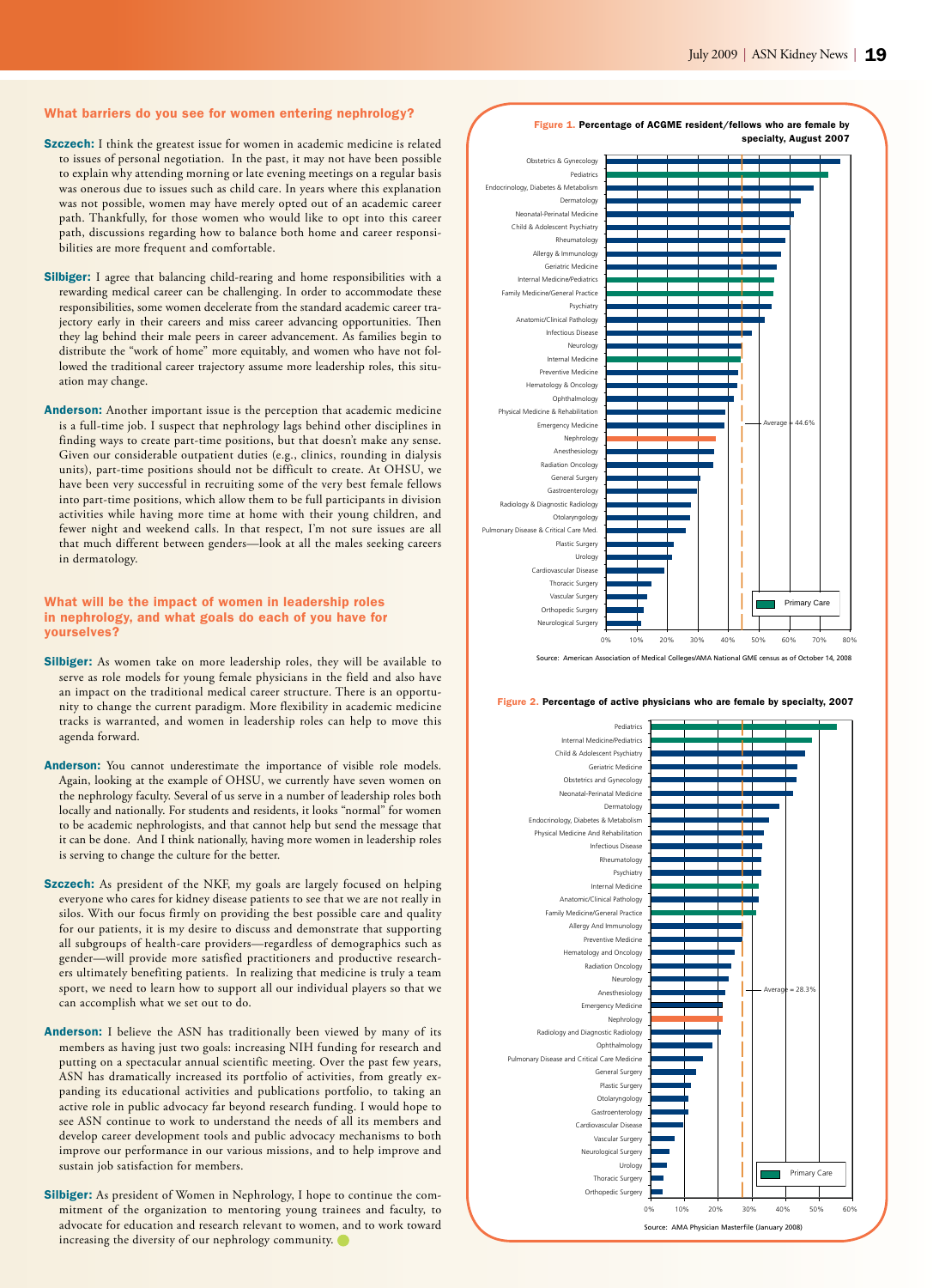## What barriers do you see for women entering nephrology?

**Szczech:** I think the greatest issue for women in academic medicine is related to issues of personal negotiation. In the past, it may not have been possible to explain why attending morning or late evening meetings on a regular basis was onerous due to issues such as child care. In years where this explanation was not possible, women may have merely opted out of an academic career path. Thankfully, for those women who would like to opt into this career path, discussions regarding how to balance both home and career responsibilities are more frequent and comfortable.

**Silbiger:** I agree that balancing child-rearing and home responsibilities with a rewarding medical career can be challenging. In order to accommodate these responsibilities, some women decelerate from the standard academic career trajectory early in their careers and miss career advancing opportunities. Then they lag behind their male peers in career advancement. As families begin to distribute the "work of home" more equitably, and women who have not followed the traditional career trajectory assume more leadership roles, this situation may change.

**Anderson:** Another important issue is the perception that academic medicine is a full-time job. I suspect that nephrology lags behind other disciplines in finding ways to create part-time positions, but that doesn't make any sense. Given our considerable outpatient duties (e.g., clinics, rounding in dialysis units), part-time positions should not be difficult to create. At OHSU, we have been very successful in recruiting some of the very best female fellows into part-time positions, which allow them to be full participants in division activities while having more time at home with their young children, and fewer night and weekend calls. In that respect, I'm not sure issues are all that much different between genders—look at all the males seeking careers in dermatology.

## What will be the impact of women in leadership roles in nephrology, and what goals do each of you have for yourselves?

**Silbiger:** As women take on more leadership roles, they will be available to serve as role models for young female physicians in the field and also have an impact on the traditional medical career structure. There is an opportunity to change the current paradigm. More flexibility in academic medicine tracks is warranted, and women in leadership roles can help to move this agenda forward.

**Anderson:** You cannot underestimate the importance of visible role models. Again, looking at the example of OHSU, we currently have seven women on the nephrology faculty. Several of us serve in a number of leadership roles both locally and nationally. For students and residents, it looks "normal" for women to be academic nephrologists, and that cannot help but send the message that it can be done. And I think nationally, having more women in leadership roles is serving to change the culture for the better.

**Szczech:** As president of the NKF, my goals are largely focused on helping everyone who cares for kidney disease patients to see that we are not really in silos. With our focus firmly on providing the best possible care and quality for our patients, it is my desire to discuss and demonstrate that supporting all subgroups of health-care providers—regardless of demographics such as gender—will provide more satisfied practitioners and productive researchers ultimately benefiting patients. In realizing that medicine is truly a team sport, we need to learn how to support all our individual players so that we can accomplish what we set out to do.

**Anderson:** I believe the ASN has traditionally been viewed by many of its members as having just two goals: increasing NIH funding for research and putting on a spectacular annual scientific meeting. Over the past few years, ASN has dramatically increased its portfolio of activities, from greatly expanding its educational activities and publications portfolio, to taking an active role in public advocacy far beyond research funding. I would hope to see ASN continue to work to understand the needs of all its members and develop career development tools and public advocacy mechanisms to both improve our performance in our various missions, and to help improve and sustain job satisfaction for members.

**Silbiger:** As president of Women in Nephrology, I hope to continue the commitment of the organization to mentoring young trainees and faculty, to advocate for education and research relevant to women, and to work toward increasing the diversity of our nephrology community.

**Figure 1.** Percentage of ACGME resident/fellows who are female by specialty, August 2007

Obstetrics & Gynecology
Pediatrics
Endocrinology, Diabetes & Metabolism
Dermatology
Neonatal-Perinatal Medicine
Child & Adolescent Psychiatry
Rheumatology
Allergy & Immunology
Geriatric Medicine
Internal Medicine/Pediatrics
Family Medicine/General Practice
Psychiatry
Anatomic/Clinical Pathology
Infectious Disease
Neurology
Internal Medicine
Preventive Medicine
Hematology & Oncology
Ophthalmology
Physical Medicine & Rehabilitation
Emergency Medicine
Nephrology
Anesthesiology
Radiation Oncology
General Surgery
Gastroenterology
Radiology & Diagnostic Radiology
Otolaryngology
Pulmonary Disease & Critical Care Med.
Plastic Surgery
Urology
Cardiovascular Disease
Thoracic Surgery
Vascular Surgery
Orthopedic Surgery
Neurological Surgery

Average = 44.6%

Primary Care

0% 10% 20% 30% 40% 50% 60% 70% 80%

Source: American Association of Medical Colleges/AMA National GME census as of October 14, 2008

**Figure 2.** Percentage of active physicians who are female by specialty, 2007

Pediatrics
Internal Medicine/Pediatrics
Child & Adolescent Psychiatry
Geriatric Medicine
Obstetrics and Gynecology
Neonatal-Perinatal Medicine
Dermatology
Endocrinology, Diabetes & Metabolism
Physical Medicine And Rehabilitation
Infectious Disease
Rheumatology
Psychiatry
Internal Medicine
Anatomic/Clinical Pathology
Family Medicine/General Practice
Allergy And Immunology
Preventive Medicine
Hematology and Oncology
Radiation Oncology
Neurology
Anesthesiology
Emergency Medicine
Nephrology
Radiology and Diagnostic Radiology
Ophthalmology
Pulmonary Disease and Critical Care Medicine
General Surgery
Plastic Surgery
Otolaryngology
Gastroenterology
Cardiovascular Disease
Vascular Surgery
Neurological Surgery
Urology
Thoracic Surgery
Orthopedic Surgery

Average = 28.3%

Primary Care

0% 10% 20% 30% 40% 50% 60%

Source: AMA Physician Masterfile (January 2008)